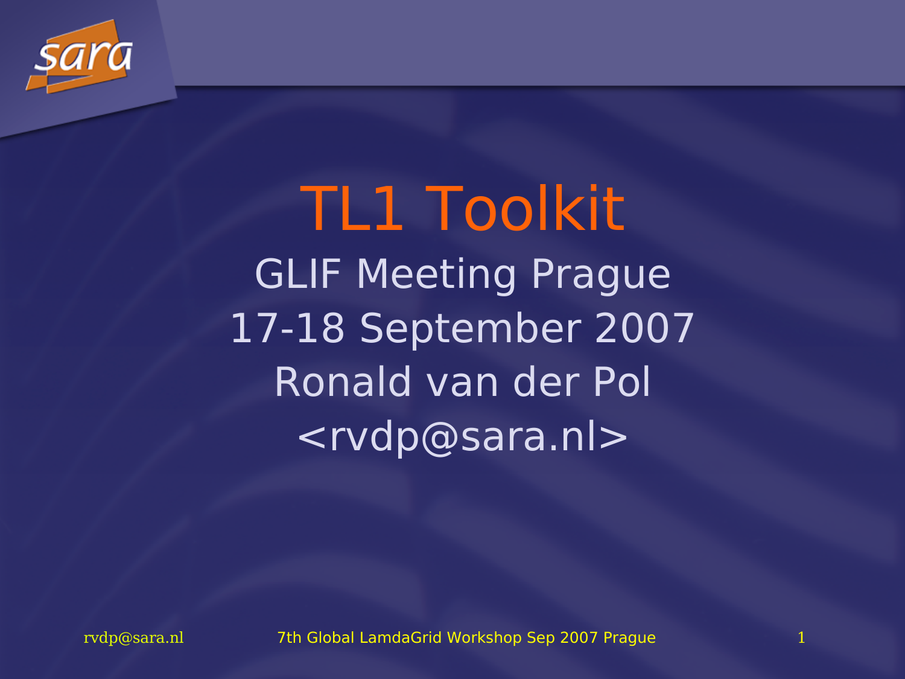# TL1 Toolkit

GLIF Meeting Prague

17-18 September 2007

Ronald van der Pol

<rvdp@sara.nl>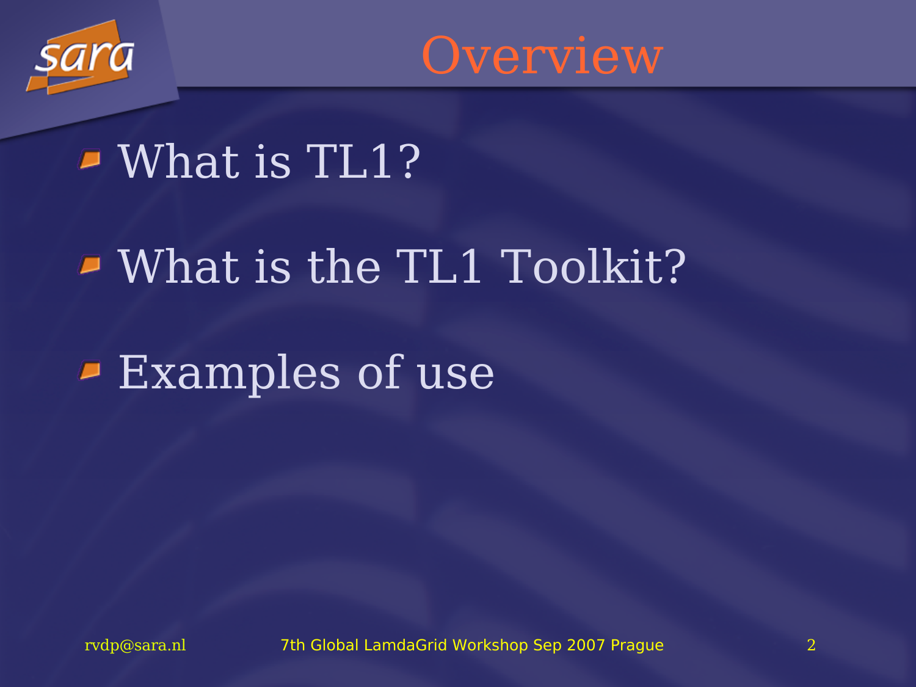# Overview

- What is TL1?
- What is the TL1 Toolkit?
- Examples of use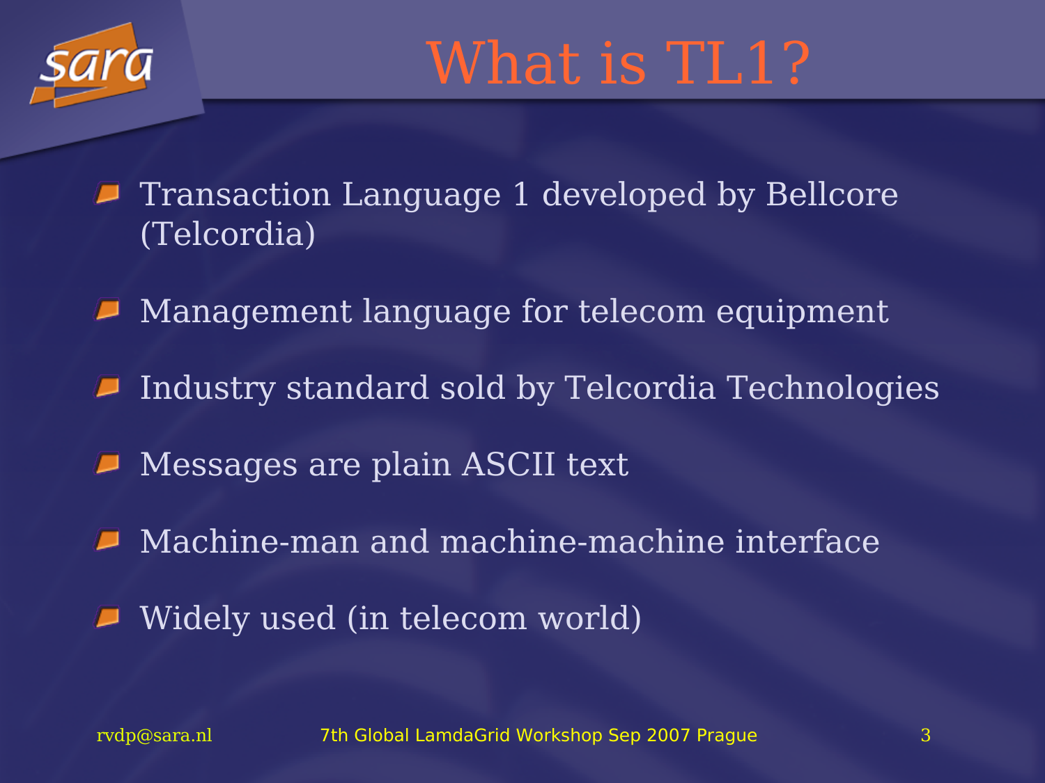# What is TL1?

- Transaction Language 1 developed by Bellcore (Telcordia)
- Management language for telecom equipment
- Industry standard sold by Telcordia Technologies
- Messages are plain ASCII text
- Machine-man and machine-machine interface
- Widely used (in telecom world)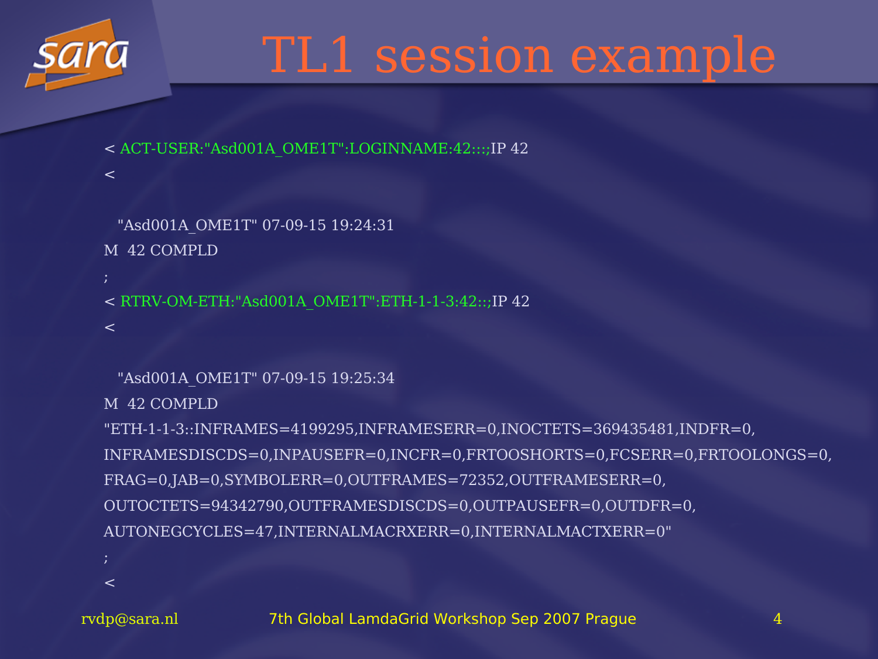# TL1 session example

```
< ACT-USER:"Asd001A_OME1T":LOGINNAME:42:::;IP 42
<

   "Asd001A_OME1T" 07-09-15 19:24:31
M  42 COMPLD
;
< RTRV-OM-ETH:"Asd001A_OME1T":ETH-1-1-3:42::;IP 42
<

   "Asd001A_OME1T" 07-09-15 19:25:34
M  42 COMPLD
"ETH-1-1-3::INFRAMES=4199295,INFRAMESERR=0,INOCTETS=369435481,INDFR=0,
INFRAMESDISCDS=0,INPAUSEFR=0,INCFR=0,FRTOOSHORTS=0,FCSERR=0,FRTOOLONGS=0,
FRAG=0,JAB=0,SYMBOLERR=0,OUTFRAMES=72352,OUTFRAMESERR=0,
OUTOCTETS=94342790,OUTFRAMESDISCDS=0,OUTPAUSEFR=0,OUTDFR=0,
AUTONEGCYCLES=47,INTERNALMACRXERR=0,INTERNALMACTXERR=0"
;
<
```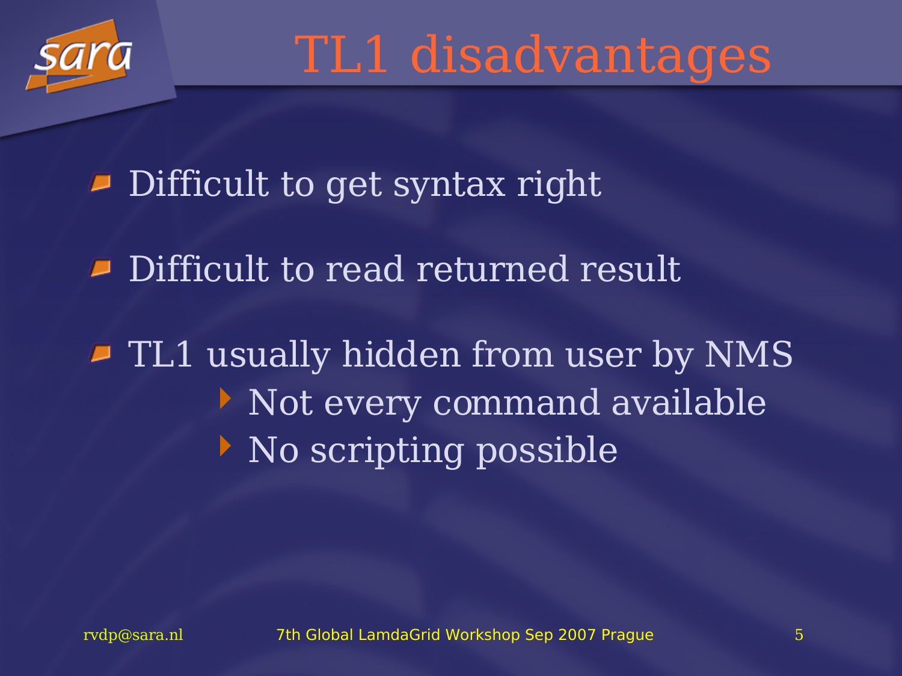# TL1 disadvantages

- Difficult to get syntax right
- Difficult to read returned result
- TL1 usually hidden from user by NMS
  - Not every command available
  - No scripting possible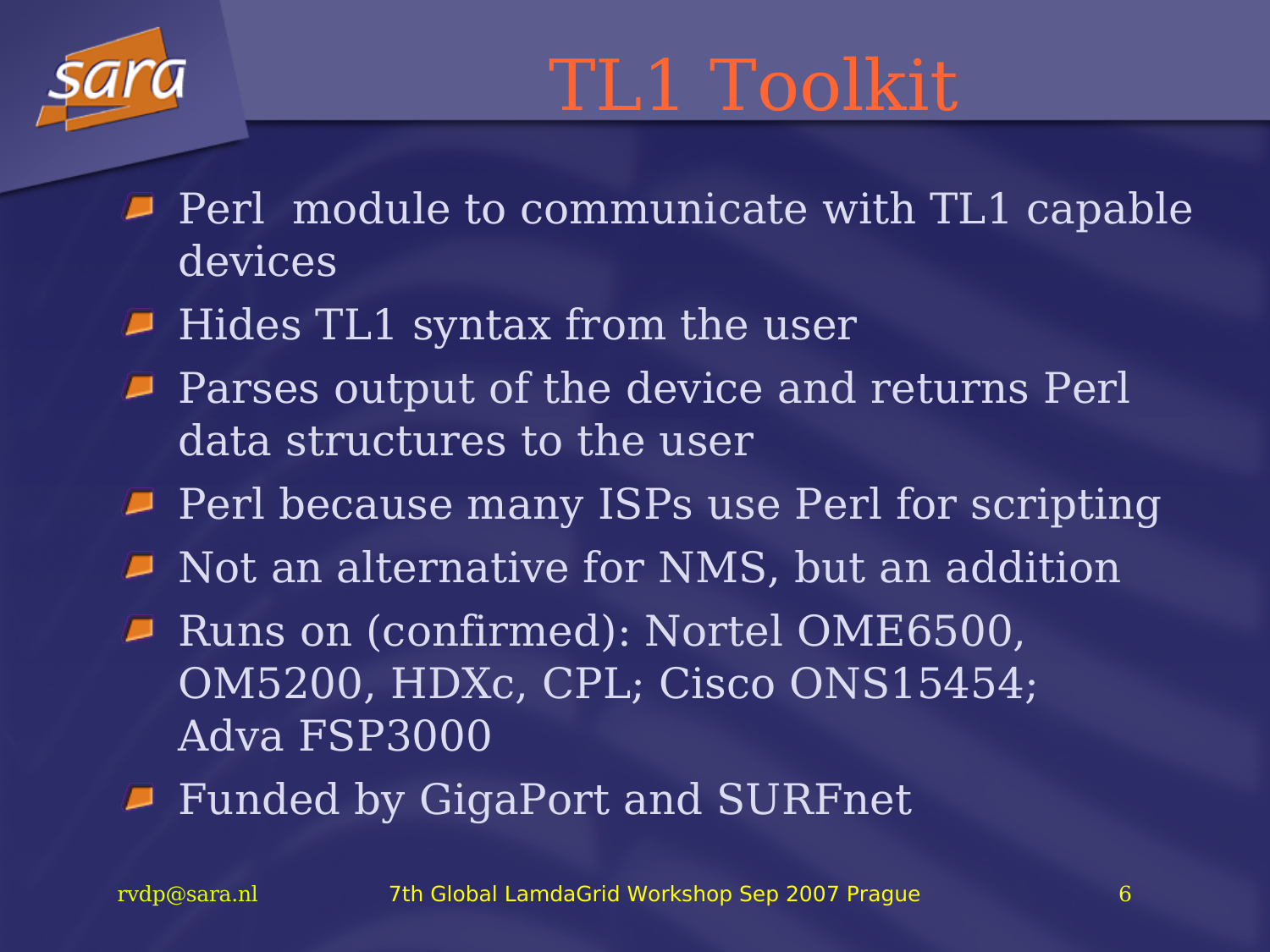# TL1 Toolkit

- Perl module to communicate with TL1 capable devices
- Hides TL1 syntax from the user
- Parses output of the device and returns Perl data structures to the user
- Perl because many ISPs use Perl for scripting
- Not an alternative for NMS, but an addition
- Runs on (confirmed): Nortel OME6500, OM5200, HDXc, CPL; Cisco ONS15454; Adva FSP3000
- Funded by GigaPort and SURFnet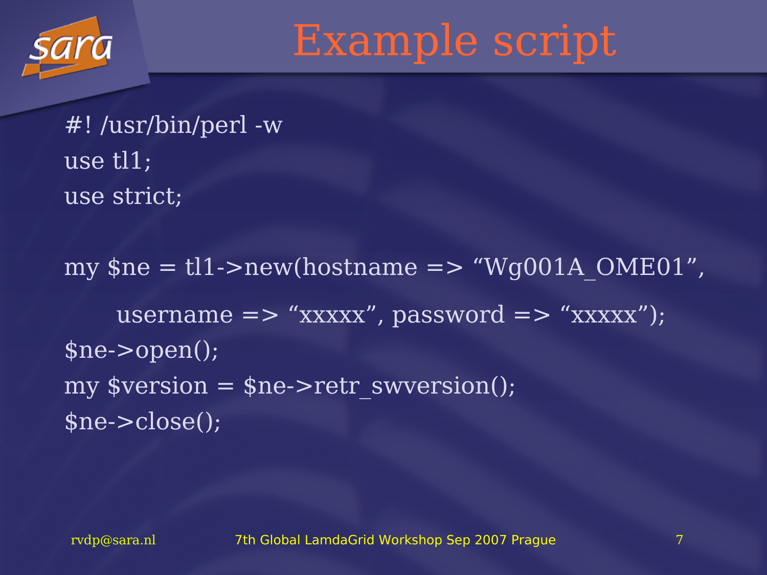# Example script

```
#! /usr/bin/perl -w
use tl1;
use strict;

my $ne = tl1->new(hostname => “Wg001A_OME01”,
     username => “xxxxx”, password => “xxxxx”);
$ne->open();
my $version = $ne->retr_swversion();
$ne->close();
```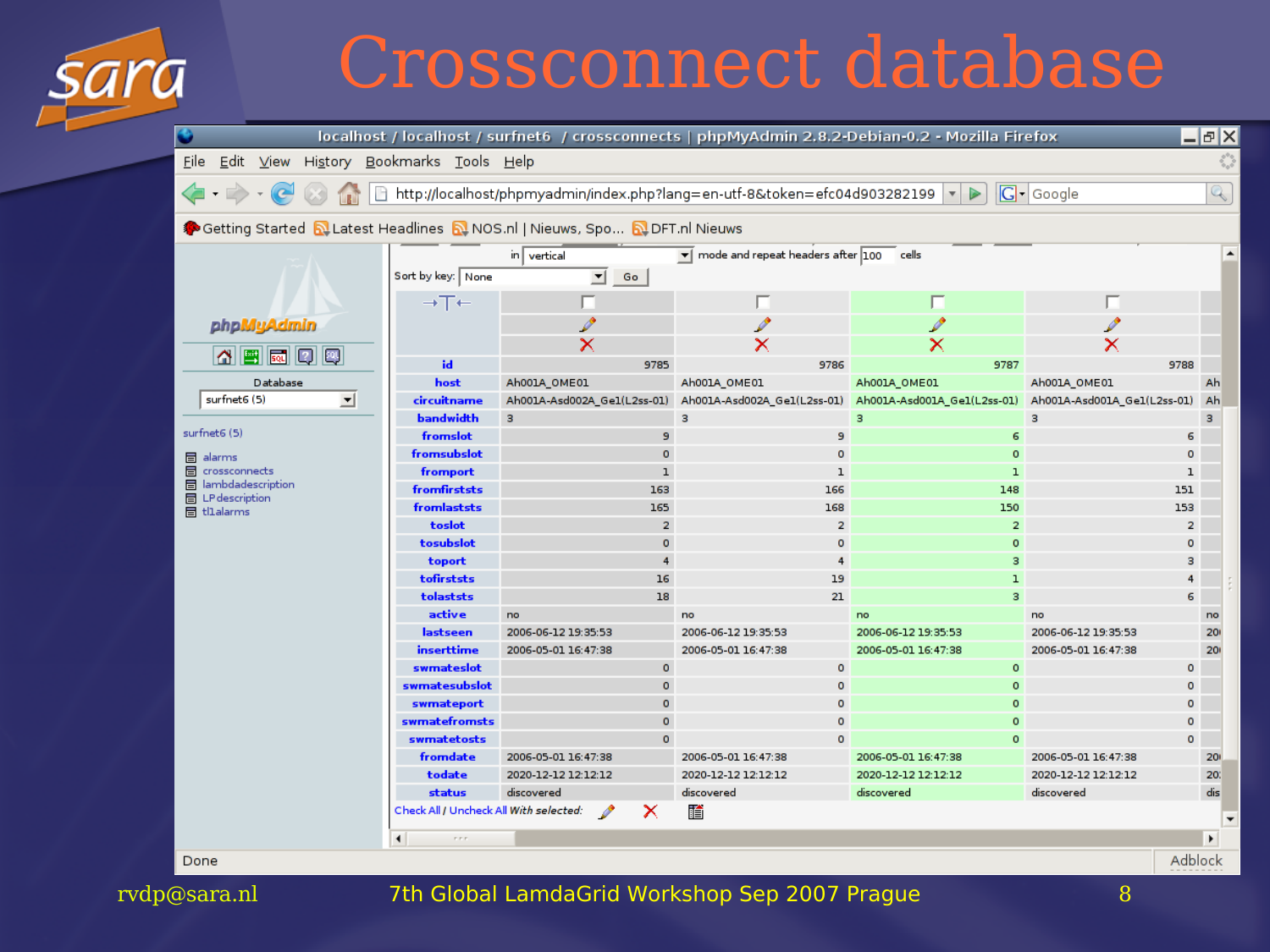# Crossconnect database

| | | | | |
|---|---|---|---|---|
| **id** | 9785 | 9786 | 9787 | 9788 |
| **host** | Ah001A_OME01 | Ah001A_OME01 | Ah001A_OME01 | Ah001A_OME01 |
| **circuitname** | Ah001A-Asd002A_Ge1(L2ss-01) | Ah001A-Asd002A_Ge1(L2ss-01) | Ah001A-Asd001A_Ge1(L2ss-01) | Ah001A-Asd001A_Ge1(L2ss-01) |
| **bandwidth** | 3 | 3 | 3 | 3 |
| **fromslot** | 9 | 9 | 6 | 6 |
| **fromsubslot** | 0 | 0 | 0 | 0 |
| **fromport** | 1 | 1 | 1 | 1 |
| **fromfirststs** | 163 | 166 | 148 | 151 |
| **fromlaststs** | 165 | 168 | 150 | 153 |
| **toslot** | 2 | 2 | 2 | 2 |
| **tosubslot** | 0 | 0 | 0 | 0 |
| **toport** | 4 | 4 | 3 | 3 |
| **tofirststs** | 16 | 19 | 1 | 4 |
| **tolaststs** | 18 | 21 | 3 | 6 |
| **active** | no | no | no | no |
| **lastseen** | 2006-06-12 19:35:53 | 2006-06-12 19:35:53 | 2006-06-12 19:35:53 | 2006-06-12 19:35:53 |
| **inserttime** | 2006-05-01 16:47:38 | 2006-05-01 16:47:38 | 2006-05-01 16:47:38 | 2006-05-01 16:47:38 |
| **swmateslot** | 0 | 0 | 0 | 0 |
| **swmatesubslot** | 0 | 0 | 0 | 0 |
| **swmateport** | 0 | 0 | 0 | 0 |
| **swmatefromsts** | 0 | 0 | 0 | 0 |
| **swmatetosts** | 0 | 0 | 0 | 0 |
| **fromdate** | 2006-05-01 16:47:38 | 2006-05-01 16:47:38 | 2006-05-01 16:47:38 | 2006-05-01 16:47:38 |
| **todate** | 2020-12-12 12:12:12 | 2020-12-12 12:12:12 | 2020-12-12 12:12:12 | 2020-12-12 12:12:12 |
| **status** | discovered | discovered | discovered | discovered |

rvdp@sara.nl — 7th Global LamdaGrid Workshop Sep 2007 Prague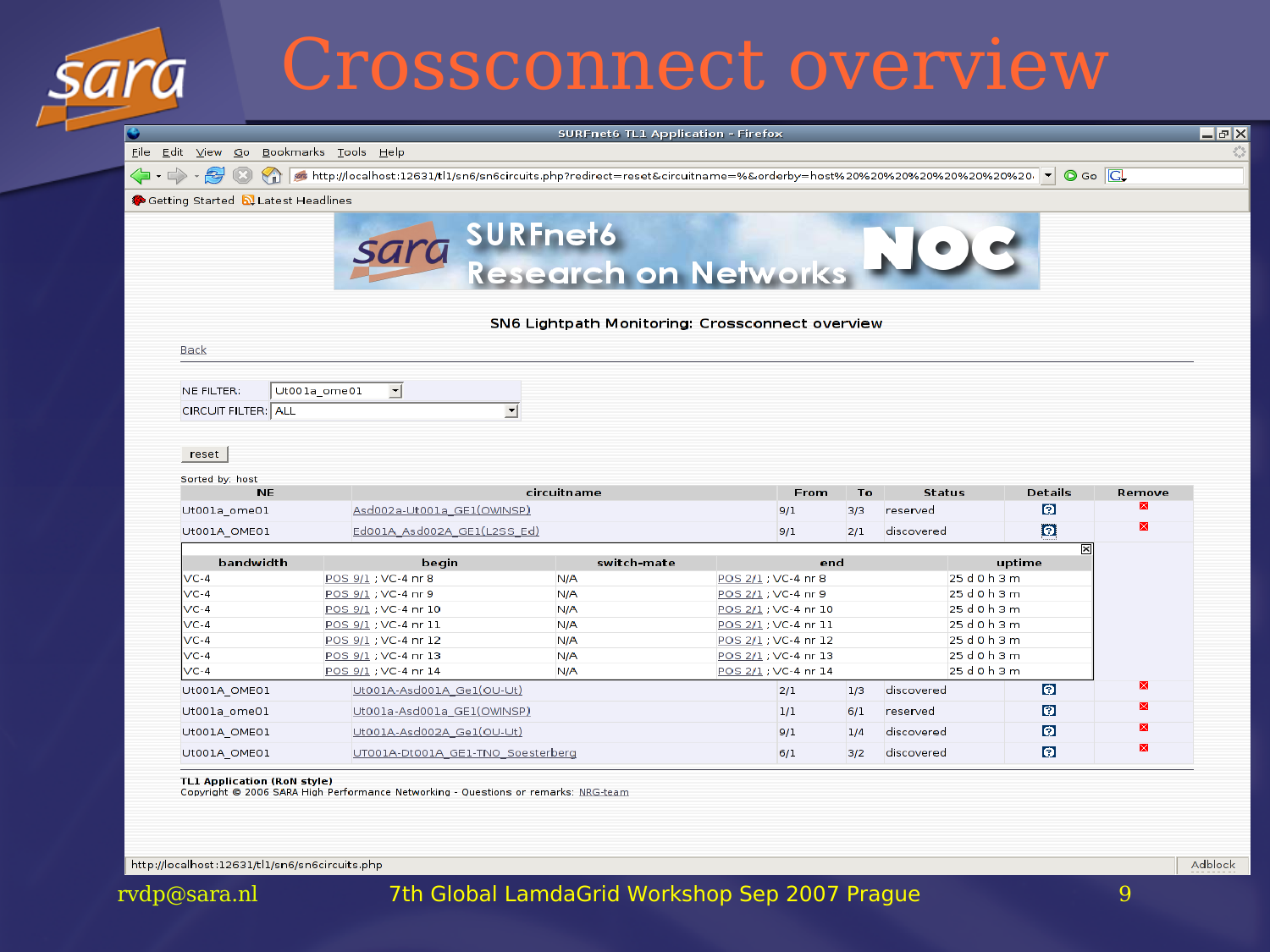# Crossconnect overview

SURFnet6 TL1 Application - Firefox

File Edit View Go Bookmarks Tools Help

http://localhost:12631/tl1/sn6/sn6circuits.php?redirect=reset&circuitname=%&orderby=host%20%20%20%20%20%20%20%20...

Getting Started Latest Headlines

sara SURFnet6 Research on Networks NOC

SN6 Lightpath Monitoring: Crossconnect overview

Back

NE FILTER: Ut001a_ome01

CIRCUIT FILTER: ALL

reset

Sorted by: host

| NE | circuitname | From | To | Status | Details | Remove |
|---|---|---|---|---|---|---|
| Ut001a_ome01 | Asd002a-Ut001a_GE1(OWINSP) | 9/1 | 3/3 | reserved | | |
| Ut001A_OME01 | Ed001A_Asd002A_GE1(L2SS_Ed) | 9/1 | 2/1 | discovered | | |

| bandwidth | begin | switch-mate | end | uptime |
|---|---|---|---|---|
| VC-4 | POS 9/1 ; VC-4 nr 8 | N/A | POS 2/1 ; VC-4 nr 8 | 25 d 0 h 3 m |
| VC-4 | POS 9/1 ; VC-4 nr 9 | N/A | POS 2/1 ; VC-4 nr 9 | 25 d 0 h 3 m |
| VC-4 | POS 9/1 ; VC-4 nr 10 | N/A | POS 2/1 ; VC-4 nr 10 | 25 d 0 h 3 m |
| VC-4 | POS 9/1 ; VC-4 nr 11 | N/A | POS 2/1 ; VC-4 nr 11 | 25 d 0 h 3 m |
| VC-4 | POS 9/1 ; VC-4 nr 12 | N/A | POS 2/1 ; VC-4 nr 12 | 25 d 0 h 3 m |
| VC-4 | POS 9/1 ; VC-4 nr 13 | N/A | POS 2/1 ; VC-4 nr 13 | 25 d 0 h 3 m |
| VC-4 | POS 9/1 ; VC-4 nr 14 | N/A | POS 2/1 ; VC-4 nr 14 | 25 d 0 h 3 m |

| NE | circuitname | From | To | Status | Details | Remove |
|---|---|---|---|---|---|---|
| Ut001A_OME01 | Ut001A-Asd001A_Ge1(OU-Ut) | 2/1 | 1/3 | discovered | | |
| Ut001a_ome01 | Ut001a-Asd001a_GE1(OWINSP) | 1/1 | 6/1 | reserved | | |
| Ut001A_OME01 | Ut001A-Asd002A_Ge1(OU-Ut) | 9/1 | 1/4 | discovered | | |
| Ut001A_OME01 | UT001A-Dt001A_GE1-TNO_Soesterberg | 6/1 | 3/2 | discovered | | |

TL1 Application (RoN style)
Copyright © 2006 SARA High Performance Networking - Questions or remarks: NRG-team

http://localhost:12631/tl1/sn6/sn6circuits.php

Adblock

rvdp@sara.nl 7th Global LamdaGrid Workshop Sep 2007 Prague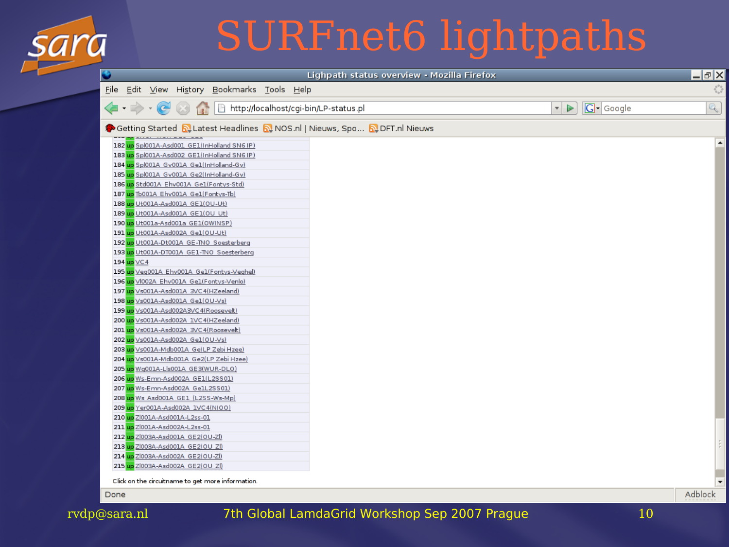# SURFnet6 lightpaths

Lighpath status overview - Mozilla Firefox

http://localhost/cgi-bin/LP-status.pl

| # | Status | Circuit |
|---|---|---|
| 182 | up | Spl001A-Asd001 GE1(InHolland SN6 IP) |
| 183 | up | Spl001A-Asd002 GE1(InHolland SN6 IP) |
| 184 | up | Spl001A Gv001A Ge1(InHolland-Gv) |
| 185 | up | Spl001A Gv001A Ge2(InHolland-Gv) |
| 186 | up | Std001A Ehv001A Ge1(Fontys-Std) |
| 187 | up | Tb001A Ehv001A Ge1(Fontys-Tb) |
| 188 | up | Ut001A-Asd001A GE1(OU-Ut) |
| 189 | up | Ut001A-Asd001A GE1(OU Ut) |
| 190 | up | Ut001a-Asd001a GE1(OWINSP) |
| 191 | up | Ut001A-Asd002A Ge1(OU-Ut) |
| 192 | up | Ut001A-Dt001A GE-TNO Soesterberg |
| 193 | up | Ut001A-DT001A GE1-TNO Soesterberg |
| 194 | up | VC4 |
| 195 | up | Veg001A Ehv001A Ge1(Fontys-Veghel) |
| 196 | up | Vl002A Ehv001A Ge1(Fontys-Venlo) |
| 197 | up | Vs001A-Asd001A 3VC4(HZeeland) |
| 198 | up | Vs001A-Asd001A Ge1(OU-Vs) |
| 199 | up | Vs001A-Asd002A3VC4(Roosevelt) |
| 200 | up | Vs001A-Asd002A 1VC4(HZeeland) |
| 201 | up | Vs001A-Asd002A 3VC4(Roosevelt) |
| 202 | up | Vs001A-Asd002A Ge1(OU-Vs) |
| 203 | up | Vs001A-Mdb001A Ge(LP Zebi Hzee) |
| 204 | up | Vs001A-Mdb001A Ge2(LP Zebi Hzee) |
| 205 | up | Wg001A-Lls001A GE3(WUR-DLO) |
| 206 | up | Ws-Emn-Asd002A GE1(L2SS01) |
| 207 | up | Ws-Emn-Asd002A Ge1L2SS01) |
| 208 | up | Ws Asd001A GE1 (L2SS-Ws-Mp) |
| 209 | up | Yer001A-Asd002A 1VC4(NIOO) |
| 210 | up | Zl001A-Asd001A-L2ss-01 |
| 211 | up | Zl001A-Asd002A-L2ss-01 |
| 212 | up | Zl003A-Asd001A GE2(OU-Zl) |
| 213 | up | Zl003A-Asd001A GE2(OU Zl) |
| 214 | up | Zl003A-Asd002A GE2(OU-Zl) |
| 215 | up | Zl003A-Asd002A GE2(OU Zl) |

Click on the circuitname to get more information.

rvdp@sara.nl — 7th Global LamdaGrid Workshop Sep 2007 Prague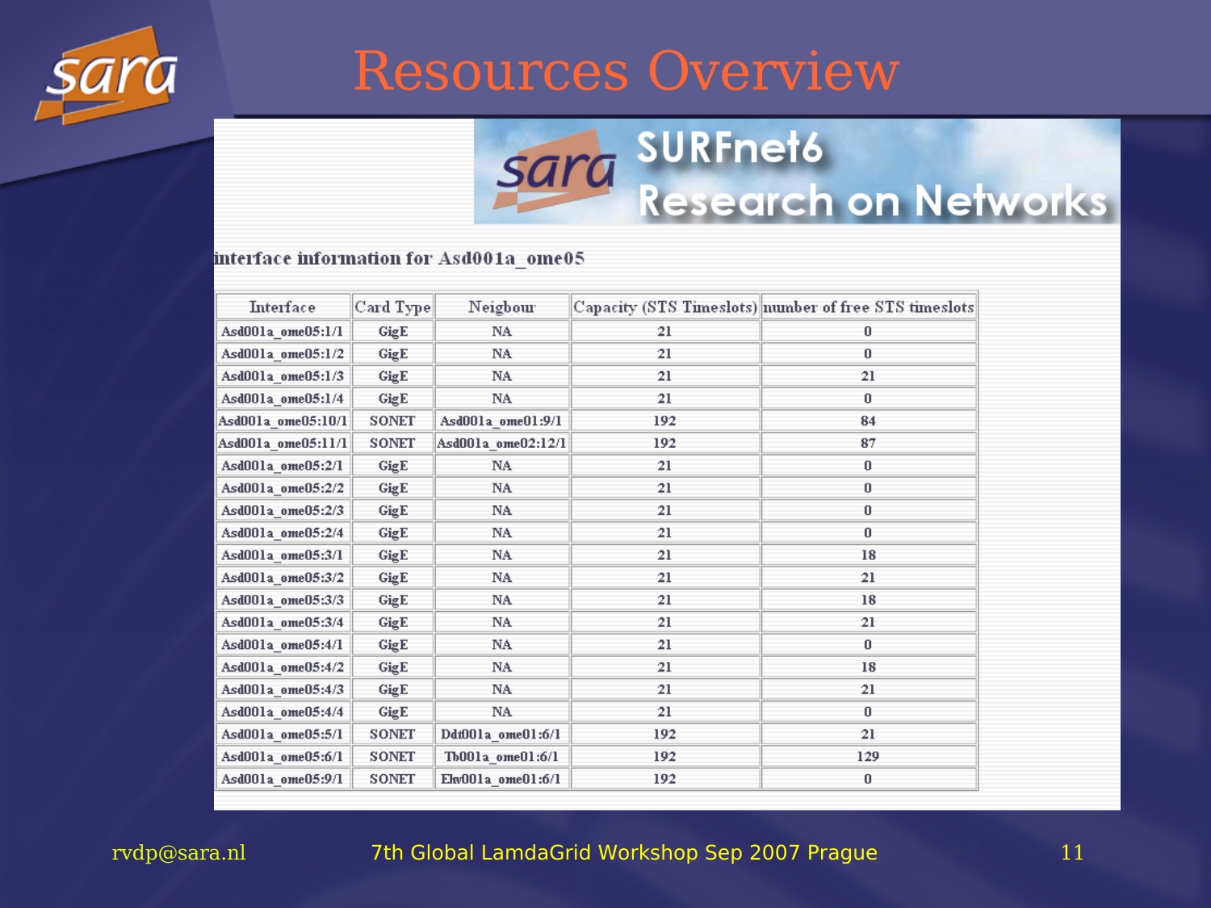# Resources Overview

SURFnet6
Research on Networks

interface information for Asd001a_ome05

| Interface | Card Type | Neigbour | Capacity (STS Timeslots) | number of free STS timeslots |
|---|---|---|---|---|
| Asd001a_ome05:1/1 | GigE | NA | 21 | 0 |
| Asd001a_ome05:1/2 | GigE | NA | 21 | 0 |
| Asd001a_ome05:1/3 | GigE | NA | 21 | 21 |
| Asd001a_ome05:1/4 | GigE | NA | 21 | 0 |
| Asd001a_ome05:10/1 | SONET | Asd001a_ome01:9/1 | 192 | 84 |
| Asd001a_ome05:11/1 | SONET | Asd001a_ome02:12/1 | 192 | 87 |
| Asd001a_ome05:2/1 | GigE | NA | 21 | 0 |
| Asd001a_ome05:2/2 | GigE | NA | 21 | 0 |
| Asd001a_ome05:2/3 | GigE | NA | 21 | 0 |
| Asd001a_ome05:2/4 | GigE | NA | 21 | 0 |
| Asd001a_ome05:3/1 | GigE | NA | 21 | 18 |
| Asd001a_ome05:3/2 | GigE | NA | 21 | 21 |
| Asd001a_ome05:3/3 | GigE | NA | 21 | 18 |
| Asd001a_ome05:3/4 | GigE | NA | 21 | 21 |
| Asd001a_ome05:4/1 | GigE | NA | 21 | 0 |
| Asd001a_ome05:4/2 | GigE | NA | 21 | 18 |
| Asd001a_ome05:4/3 | GigE | NA | 21 | 21 |
| Asd001a_ome05:4/4 | GigE | NA | 21 | 0 |
| Asd001a_ome05:5/1 | SONET | Ddt001a_ome01:6/1 | 192 | 21 |
| Asd001a_ome05:6/1 | SONET | Tb001a_ome01:6/1 | 192 | 129 |
| Asd001a_ome05:9/1 | SONET | Ehv001a_ome01:6/1 | 192 | 0 |

rvdp@sara.nl 7th Global LamdaGrid Workshop Sep 2007 Prague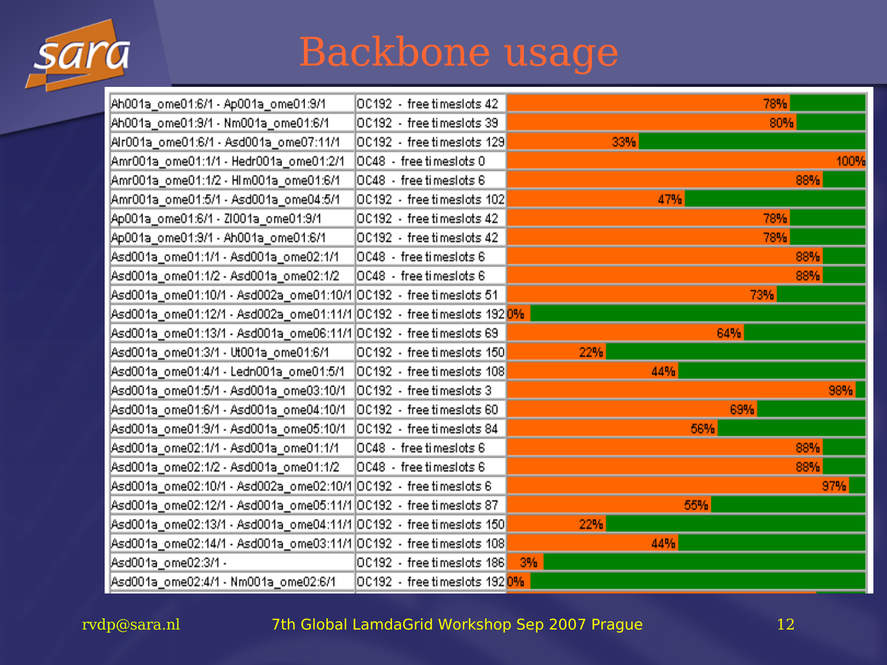# Backbone usage

| Link | Capacity | Usage |
|---|---|---|
| Ah001a_ome01:6/1 - Ap001a_ome01:9/1 | OC192 - free timeslots 42 | 78% |
| Ah001a_ome01:9/1 - Nm001a_ome01:6/1 | OC192 - free timeslots 39 | 80% |
| Alr001a_ome01:6/1 - Asd001a_ome07:11/1 | OC192 - free timeslots 129 | 33% |
| Amr001a_ome01:1/1 - Hedr001a_ome01:2/1 | OC48 - free timeslots 0 | 100% |
| Amr001a_ome01:1/2 - Hlm001a_ome01:6/1 | OC48 - free timeslots 6 | 88% |
| Amr001a_ome01:5/1 - Asd001a_ome04:5/1 | OC192 - free timeslots 102 | 47% |
| Ap001a_ome01:6/1 - Zl001a_ome01:9/1 | OC192 - free timeslots 42 | 78% |
| Ap001a_ome01:9/1 - Ah001a_ome01:6/1 | OC192 - free timeslots 42 | 78% |
| Asd001a_ome01:1/1 - Asd001a_ome02:1/1 | OC48 - free timeslots 6 | 88% |
| Asd001a_ome01:1/2 - Asd001a_ome02:1/2 | OC48 - free timeslots 6 | 88% |
| Asd001a_ome01:10/1 - Asd002a_ome01:10/1 | OC192 - free timeslots 51 | 73% |
| Asd001a_ome01:12/1 - Asd002a_ome01:11/1 | OC192 - free timeslots 192 | 0% |
| Asd001a_ome01:13/1 - Asd001a_ome06:11/1 | OC192 - free timeslots 69 | 64% |
| Asd001a_ome01:3/1 - Ut001a_ome01:6/1 | OC192 - free timeslots 150 | 22% |
| Asd001a_ome01:4/1 - Ledn001a_ome01:5/1 | OC192 - free timeslots 108 | 44% |
| Asd001a_ome01:5/1 - Asd001a_ome03:10/1 | OC192 - free timeslots 3 | 98% |
| Asd001a_ome01:6/1 - Asd001a_ome04:10/1 | OC192 - free timeslots 60 | 69% |
| Asd001a_ome01:9/1 - Asd001a_ome05:10/1 | OC192 - free timeslots 84 | 56% |
| Asd001a_ome02:1/1 - Asd001a_ome01:1/1 | OC48 - free timeslots 6 | 88% |
| Asd001a_ome02:1/2 - Asd001a_ome01:1/2 | OC48 - free timeslots 6 | 88% |
| Asd001a_ome02:10/1 - Asd002a_ome02:10/1 | OC192 - free timeslots 6 | 97% |
| Asd001a_ome02:12/1 - Asd001a_ome05:11/1 | OC192 - free timeslots 87 | 55% |
| Asd001a_ome02:13/1 - Asd001a_ome04:11/1 | OC192 - free timeslots 150 | 22% |
| Asd001a_ome02:14/1 - Asd001a_ome03:11/1 | OC192 - free timeslots 108 | 44% |
| Asd001a_ome02:3/1 - | OC192 - free timeslots 186 | 3% |
| Asd001a_ome02:4/1 - Nm001a_ome02:6/1 | OC192 - free timeslots 192 | 0% |

rvdp@sara.nl

7th Global LamdaGrid Workshop Sep 2007 Prague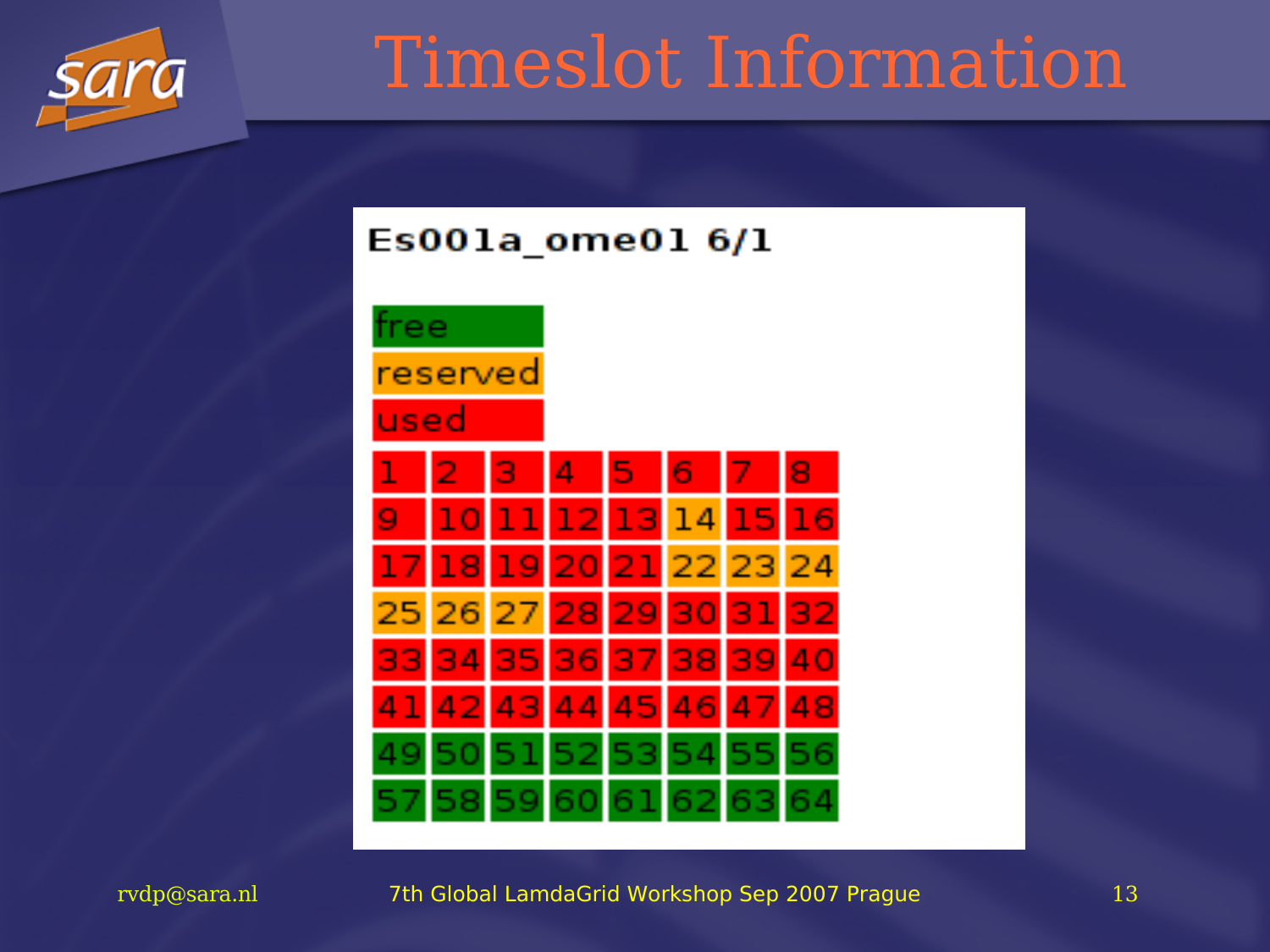# Timeslot Information

**Es001a_ome01 6/1**

Legend: free / reserved / used

| | | | | | | | |
|---|---|---|---|---|---|---|---|
| 1 | 2 | 3 | 4 | 5 | 6 | 7 | 8 |
| 9 | 10 | 11 | 12 | 13 | 14 | 15 | 16 |
| 17 | 18 | 19 | 20 | 21 | 22 | 23 | 24 |
| 25 | 26 | 27 | 28 | 29 | 30 | 31 | 32 |
| 33 | 34 | 35 | 36 | 37 | 38 | 39 | 40 |
| 41 | 42 | 43 | 44 | 45 | 46 | 47 | 48 |
| 49 | 50 | 51 | 52 | 53 | 54 | 55 | 56 |
| 57 | 58 | 59 | 60 | 61 | 62 | 63 | 64 |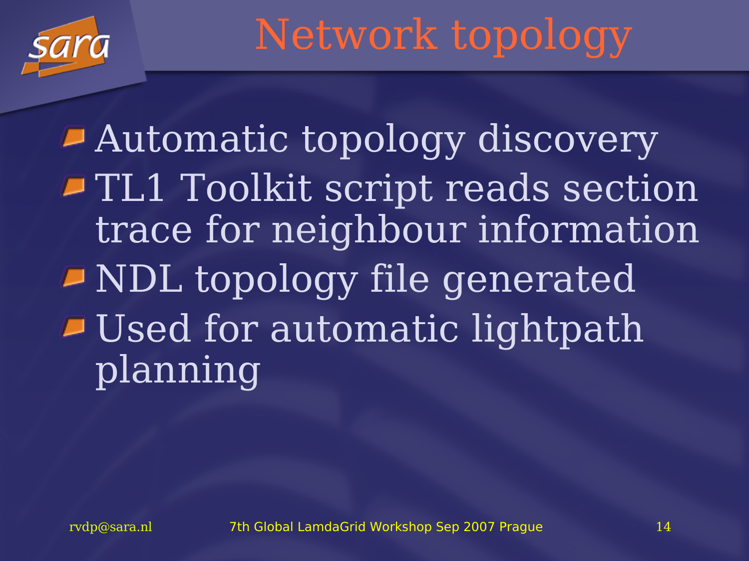# Network topology

- Automatic topology discovery
- TL1 Toolkit script reads section trace for neighbour information
- NDL topology file generated
- Used for automatic lightpath planning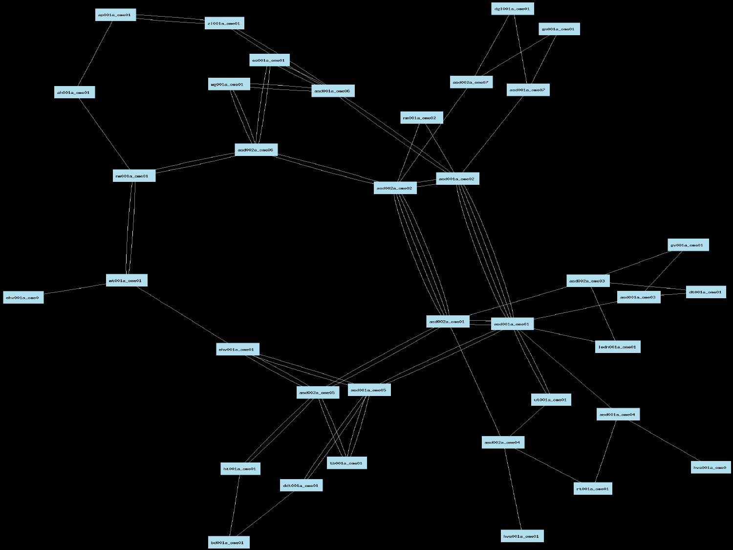ap001a_ome01

zl001a_ome01

dgl001a_ome01

gn001a_ome01

es001a_ome01

wg001a_ome01

asd001a_ome06

asd002a_ome07

asd001a_ome07

ah001a_ome01

nm001a_ome02

asd002a_ome06

nm001a_ome01

asd001a_ome02

asd002a_ome02

gv001a_ome01

asd002a_ome03

dt001a_ome01

asd001a_ome03

mt001a_ome01

ehv001a_ome0

asd002a_ome01

asd001a_ome01

ledn001a_ome01

ehv001a_ome01

asd002a_ome05

asd001a_ome05

ut001a_ome01

asd001a_ome04

asd002a_ome04

hvs001a_ome0

ht001a_ome01

tb001a_ome01

ddt001a_ome01

rt001a_ome01

bd001a_ome01

hvs001a_ome01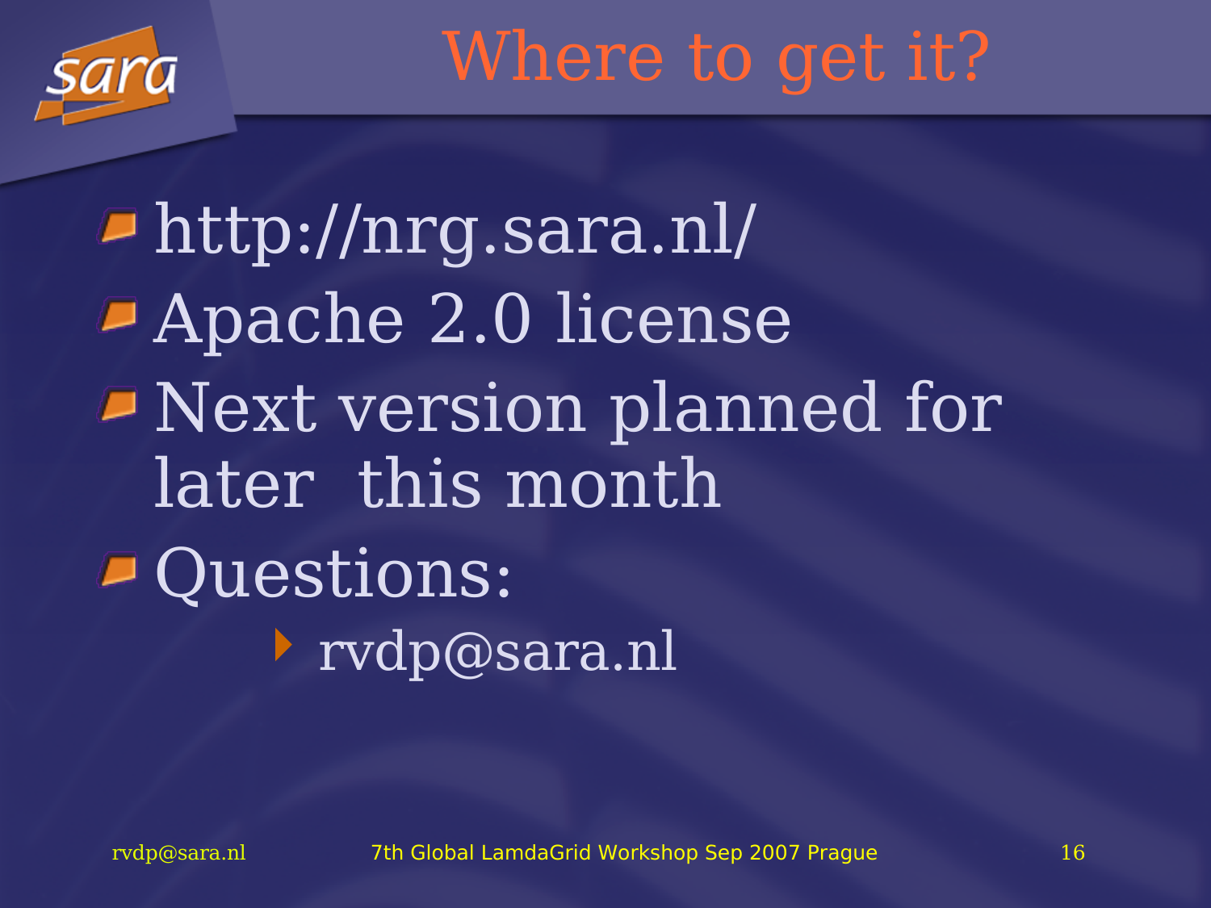# Where to get it?

- http://nrg.sara.nl/
- Apache 2.0 license
- Next version planned for later this month
- Questions:
  - rvdp@sara.nl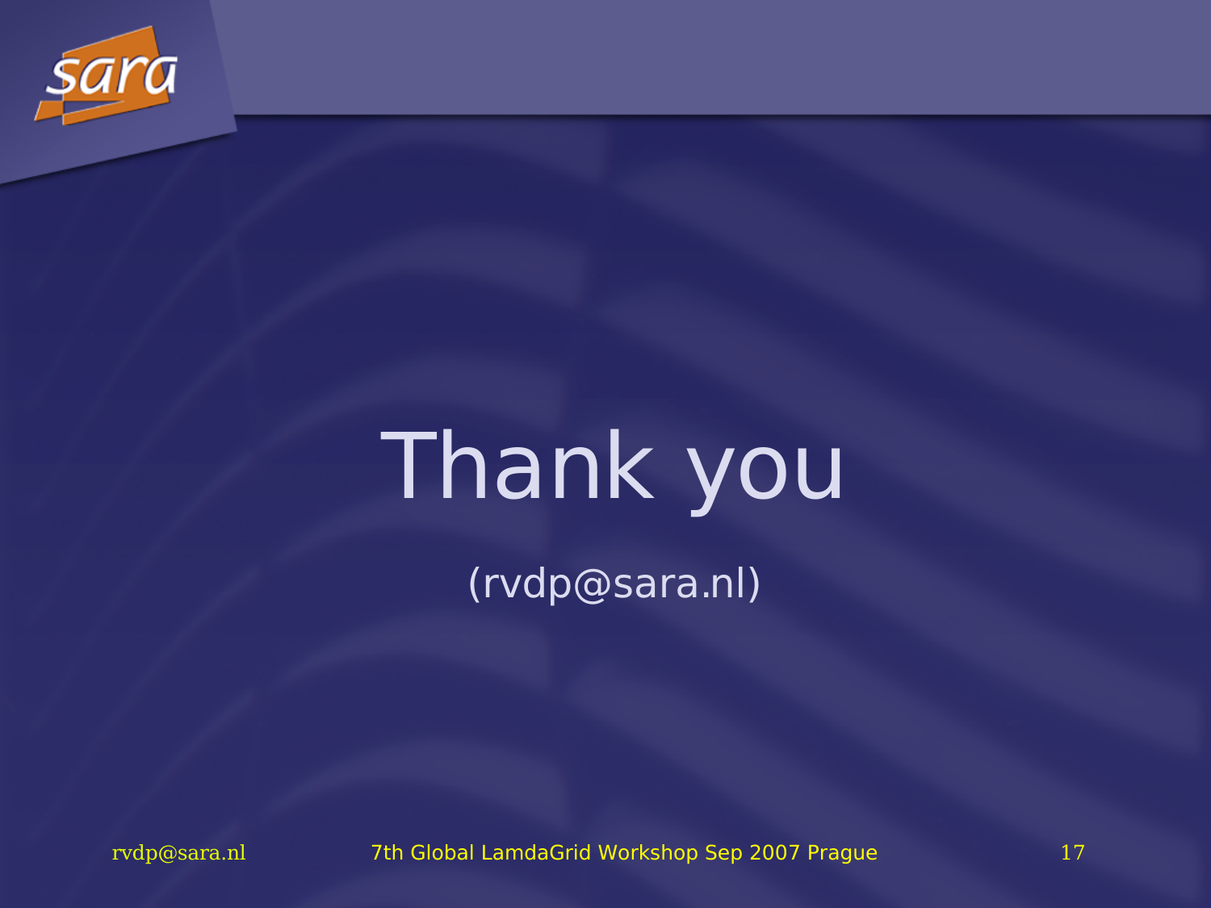# Thank you

(rvdp@sara.nl)